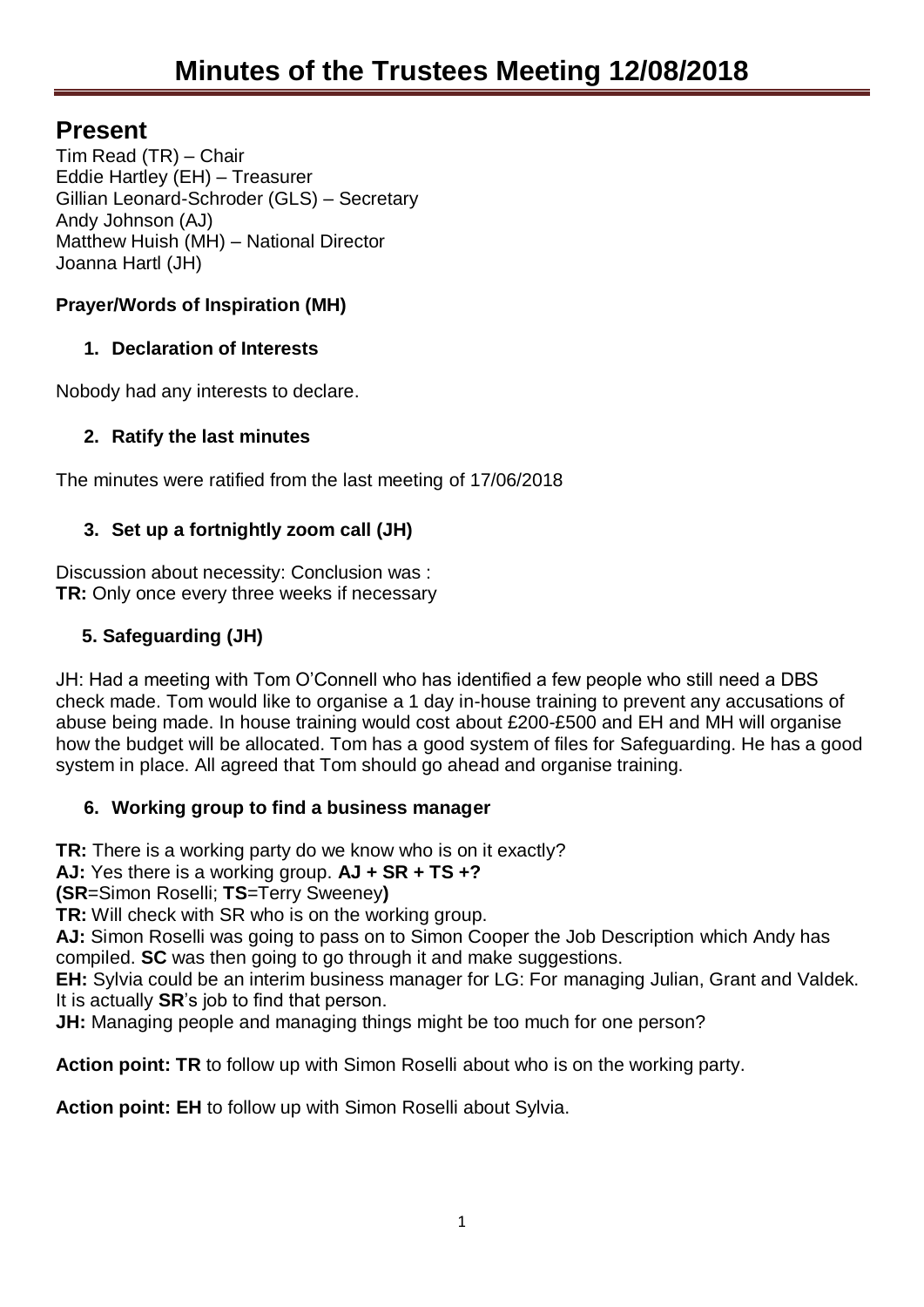# Minutes of the Trustees Meeting 12/08/2018

## Present

Tim Read (TR) – Chair
Eddie Hartley (EH) – Treasurer
Gillian Leonard-Schroder (GLS) – Secretary
Andy Johnson (AJ)
Matthew Huish (MH) – National Director
Joanna Hartl (JH)

**Prayer/Words of Inspiration (MH)**

1. **Declaration of Interests**

Nobody had any interests to declare.

2. **Ratify the last minutes**

The minutes were ratified from the last meeting of 17/06/2018

3. **Set up a fortnightly zoom call (JH)**

Discussion about necessity: Conclusion was :
**TR:** Only once every three weeks if necessary

5. **Safeguarding (JH)**

JH: Had a meeting with Tom O'Connell who has identified a few people who still need a DBS check made. Tom would like to organise a 1 day in-house training to prevent any accusations of abuse being made. In house training would cost about £200-£500 and EH and MH will organise how the budget will be allocated. Tom has a good system of files for Safeguarding. He has a good system in place. All agreed that Tom should go ahead and organise training.

6. **Working group to find a business manager**

**TR:** There is a working party do we know who is on it exactly?
**AJ:** Yes there is a working group. **AJ + SR + TS +?**
**(SR**=Simon Roselli; **TS**=Terry Sweeney**)**
**TR:** Will check with SR who is on the working group.
**AJ:** Simon Roselli was going to pass on to Simon Cooper the Job Description which Andy has compiled. **SC** was then going to go through it and make suggestions.
**EH:** Sylvia could be an interim business manager for LG: For managing Julian, Grant and Valdek. It is actually **SR**'s job to find that person.
**JH:** Managing people and managing things might be too much for one person?

**Action point: TR** to follow up with Simon Roselli about who is on the working party.

**Action point: EH** to follow up with Simon Roselli about Sylvia.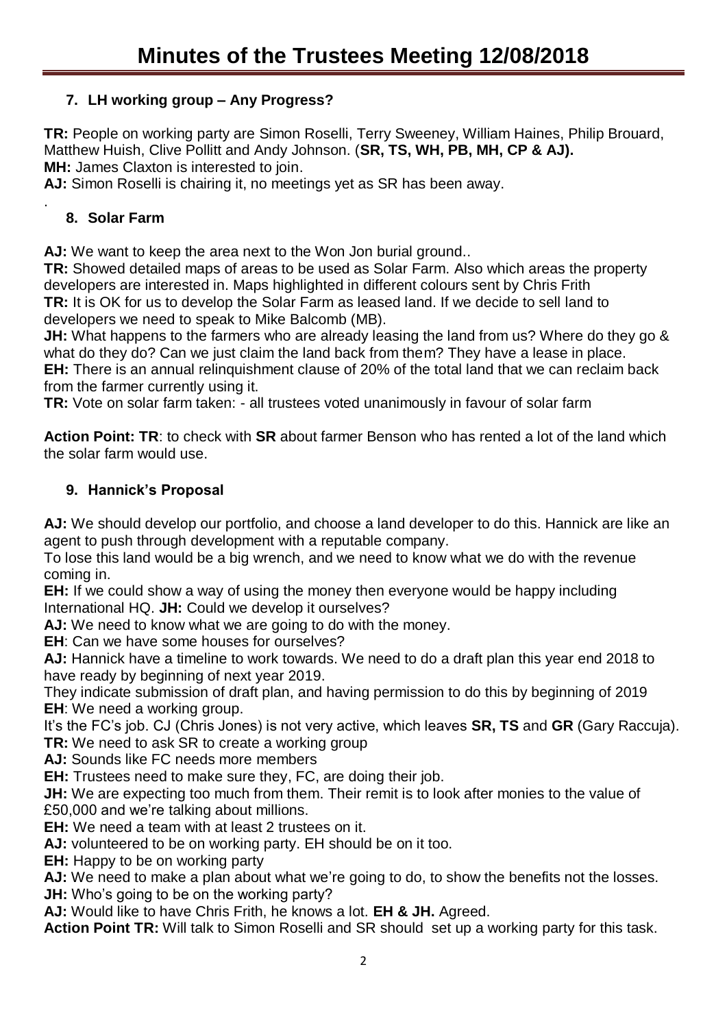# Minutes of the Trustees Meeting 12/08/2018

## 7. LH working group – Any Progress?

**TR:** People on working party are Simon Roselli, Terry Sweeney, William Haines, Philip Brouard, Matthew Huish, Clive Pollitt and Andy Johnson. (**SR, TS, WH, PB, MH, CP & AJ).**
**MH:** James Claxton is interested to join.
**AJ:** Simon Roselli is chairing it, no meetings yet as SR has been away.

.

## 8. Solar Farm

**AJ:** We want to keep the area next to the Won Jon burial ground..
**TR:** Showed detailed maps of areas to be used as Solar Farm. Also which areas the property developers are interested in. Maps highlighted in different colours sent by Chris Frith
**TR:** It is OK for us to develop the Solar Farm as leased land. If we decide to sell land to developers we need to speak to Mike Balcomb (MB).
**JH:** What happens to the farmers who are already leasing the land from us? Where do they go & what do they do? Can we just claim the land back from them? They have a lease in place.
**EH:** There is an annual relinquishment clause of 20% of the total land that we can reclaim back from the farmer currently using it.
**TR:** Vote on solar farm taken: - all trustees voted unanimously in favour of solar farm

**Action Point: TR**: to check with **SR** about farmer Benson who has rented a lot of the land which the solar farm would use.

## 9. Hannick's Proposal

**AJ:** We should develop our portfolio, and choose a land developer to do this. Hannick are like an agent to push through development with a reputable company.
To lose this land would be a big wrench, and we need to know what we do with the revenue coming in.
**EH:** If we could show a way of using the money then everyone would be happy including International HQ. **JH:** Could we develop it ourselves?
**AJ:** We need to know what we are going to do with the money.
**EH**: Can we have some houses for ourselves?
**AJ:** Hannick have a timeline to work towards. We need to do a draft plan this year end 2018 to have ready by beginning of next year 2019.
They indicate submission of draft plan, and having permission to do this by beginning of 2019
**EH**: We need a working group.
It's the FC's job. CJ (Chris Jones) is not very active, which leaves **SR, TS** and **GR** (Gary Raccuja).
**TR:** We need to ask SR to create a working group
**AJ:** Sounds like FC needs more members
**EH:** Trustees need to make sure they, FC, are doing their job.
**JH:** We are expecting too much from them. Their remit is to look after monies to the value of £50,000 and we're talking about millions.
**EH:** We need a team with at least 2 trustees on it.
**AJ:** volunteered to be on working party. EH should be on it too.
**EH:** Happy to be on working party
**AJ:** We need to make a plan about what we're going to do, to show the benefits not the losses.
**JH:** Who's going to be on the working party?
**AJ:** Would like to have Chris Frith, he knows a lot. **EH & JH.** Agreed.
**Action Point TR:** Will talk to Simon Roselli and SR should set up a working party for this task.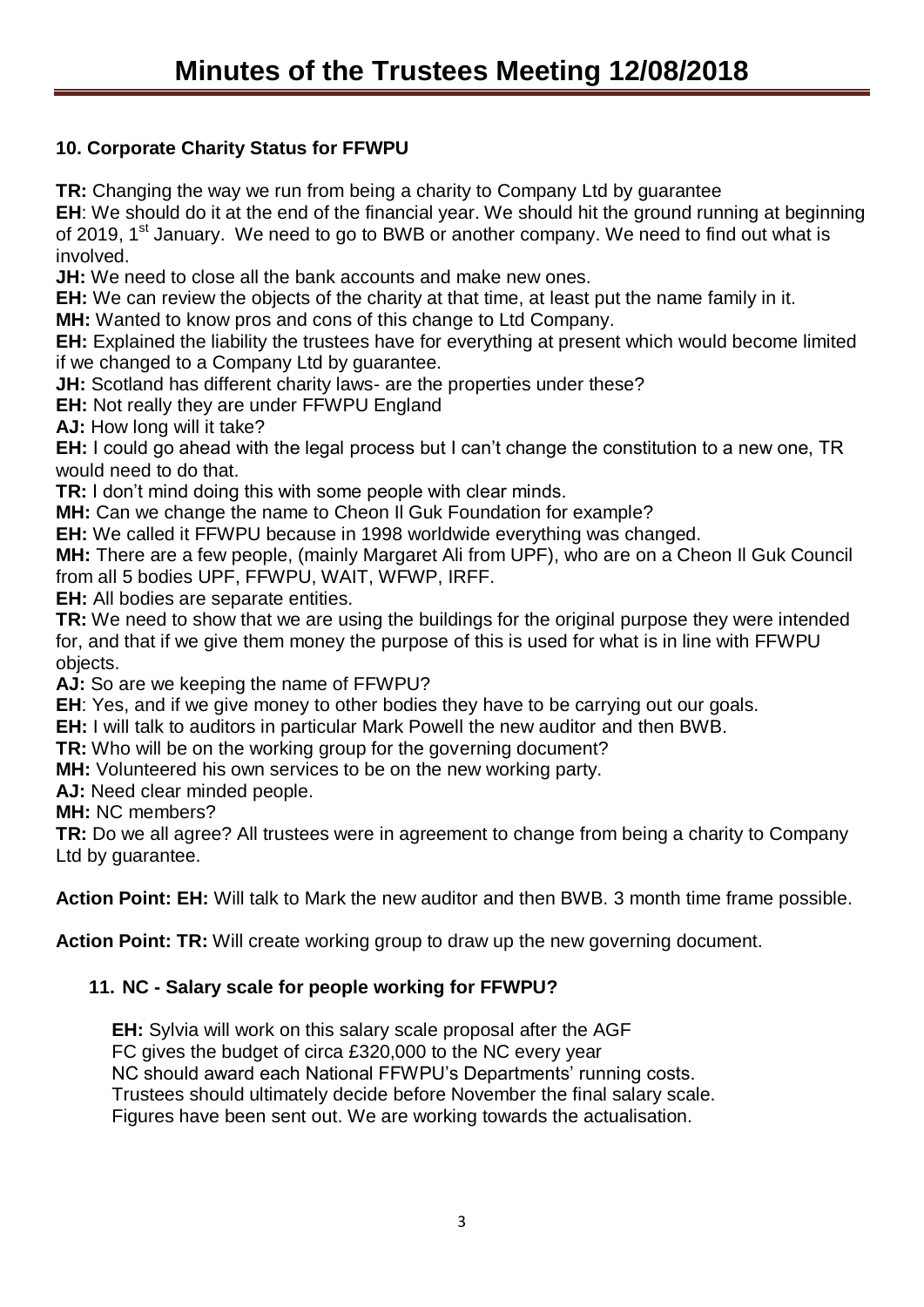# Minutes of the Trustees Meeting 12/08/2018

### 10. Corporate Charity Status for FFWPU

**TR:** Changing the way we run from being a charity to Company Ltd by guarantee

**EH**: We should do it at the end of the financial year. We should hit the ground running at beginning of 2019, 1st January. We need to go to BWB or another company. We need to find out what is involved.

**JH:** We need to close all the bank accounts and make new ones.

**EH:** We can review the objects of the charity at that time, at least put the name family in it.

**MH:** Wanted to know pros and cons of this change to Ltd Company.

**EH:** Explained the liability the trustees have for everything at present which would become limited if we changed to a Company Ltd by guarantee.

**JH:** Scotland has different charity laws- are the properties under these?

**EH:** Not really they are under FFWPU England

**AJ:** How long will it take?

**EH:** I could go ahead with the legal process but I can't change the constitution to a new one, TR would need to do that.

**TR:** I don't mind doing this with some people with clear minds.

**MH:** Can we change the name to Cheon Il Guk Foundation for example?

**EH:** We called it FFWPU because in 1998 worldwide everything was changed.

**MH:** There are a few people, (mainly Margaret Ali from UPF), who are on a Cheon Il Guk Council from all 5 bodies UPF, FFWPU, WAIT, WFWP, IRFF.

**EH:** All bodies are separate entities.

**TR:** We need to show that we are using the buildings for the original purpose they were intended for, and that if we give them money the purpose of this is used for what is in line with FFWPU objects.

**AJ:** So are we keeping the name of FFWPU?

**EH**: Yes, and if we give money to other bodies they have to be carrying out our goals.

**EH:** I will talk to auditors in particular Mark Powell the new auditor and then BWB.

**TR:** Who will be on the working group for the governing document?

**MH:** Volunteered his own services to be on the new working party.

**AJ:** Need clear minded people.

**MH:** NC members?

**TR:** Do we all agree? All trustees were in agreement to change from being a charity to Company Ltd by guarantee.

**Action Point: EH:** Will talk to Mark the new auditor and then BWB. 3 month time frame possible.

**Action Point: TR:** Will create working group to draw up the new governing document.

### 11. NC - Salary scale for people working for FFWPU?

**EH:** Sylvia will work on this salary scale proposal after the AGF
FC gives the budget of circa £320,000 to the NC every year
NC should award each National FFWPU's Departments' running costs.
Trustees should ultimately decide before November the final salary scale.
Figures have been sent out. We are working towards the actualisation.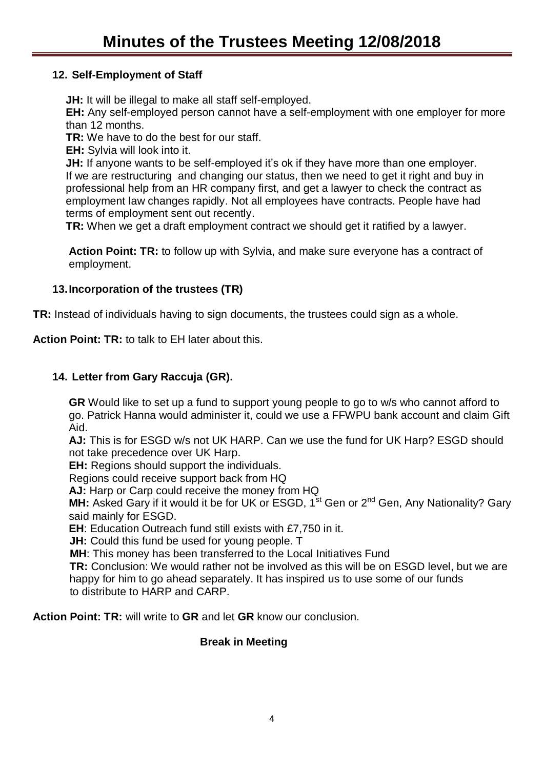# Minutes of the Trustees Meeting 12/08/2018

## 12. Self-Employment of Staff

**JH:** It will be illegal to make all staff self-employed.

**EH:** Any self-employed person cannot have a self-employment with one employer for more than 12 months.

**TR:** We have to do the best for our staff.

**EH:** Sylvia will look into it.

**JH:** If anyone wants to be self-employed it's ok if they have more than one employer. If we are restructuring and changing our status, then we need to get it right and buy in professional help from an HR company first, and get a lawyer to check the contract as employment law changes rapidly. Not all employees have contracts. People have had terms of employment sent out recently.

**TR:** When we get a draft employment contract we should get it ratified by a lawyer.

**Action Point: TR:** to follow up with Sylvia, and make sure everyone has a contract of employment.

## 13. Incorporation of the trustees (TR)

**TR:** Instead of individuals having to sign documents, the trustees could sign as a whole.

**Action Point: TR:** to talk to EH later about this.

## 14. Letter from Gary Raccuja (GR).

**GR** Would like to set up a fund to support young people to go to w/s who cannot afford to go. Patrick Hanna would administer it, could we use a FFWPU bank account and claim Gift Aid.

**AJ:** This is for ESGD w/s not UK HARP. Can we use the fund for UK Harp? ESGD should not take precedence over UK Harp.

**EH:** Regions should support the individuals.

Regions could receive support back from HQ

**AJ:** Harp or Carp could receive the money from HQ

**MH:** Asked Gary if it would it be for UK or ESGD, 1st Gen or 2nd Gen, Any Nationality? Gary said mainly for ESGD.

**EH**: Education Outreach fund still exists with £7,750 in it.

**JH:** Could this fund be used for young people. T

**MH**: This money has been transferred to the Local Initiatives Fund

**TR:** Conclusion: We would rather not be involved as this will be on ESGD level, but we are happy for him to go ahead separately. It has inspired us to use some of our funds to distribute to HARP and CARP.

**Action Point: TR:** will write to **GR** and let **GR** know our conclusion.

**Break in Meeting**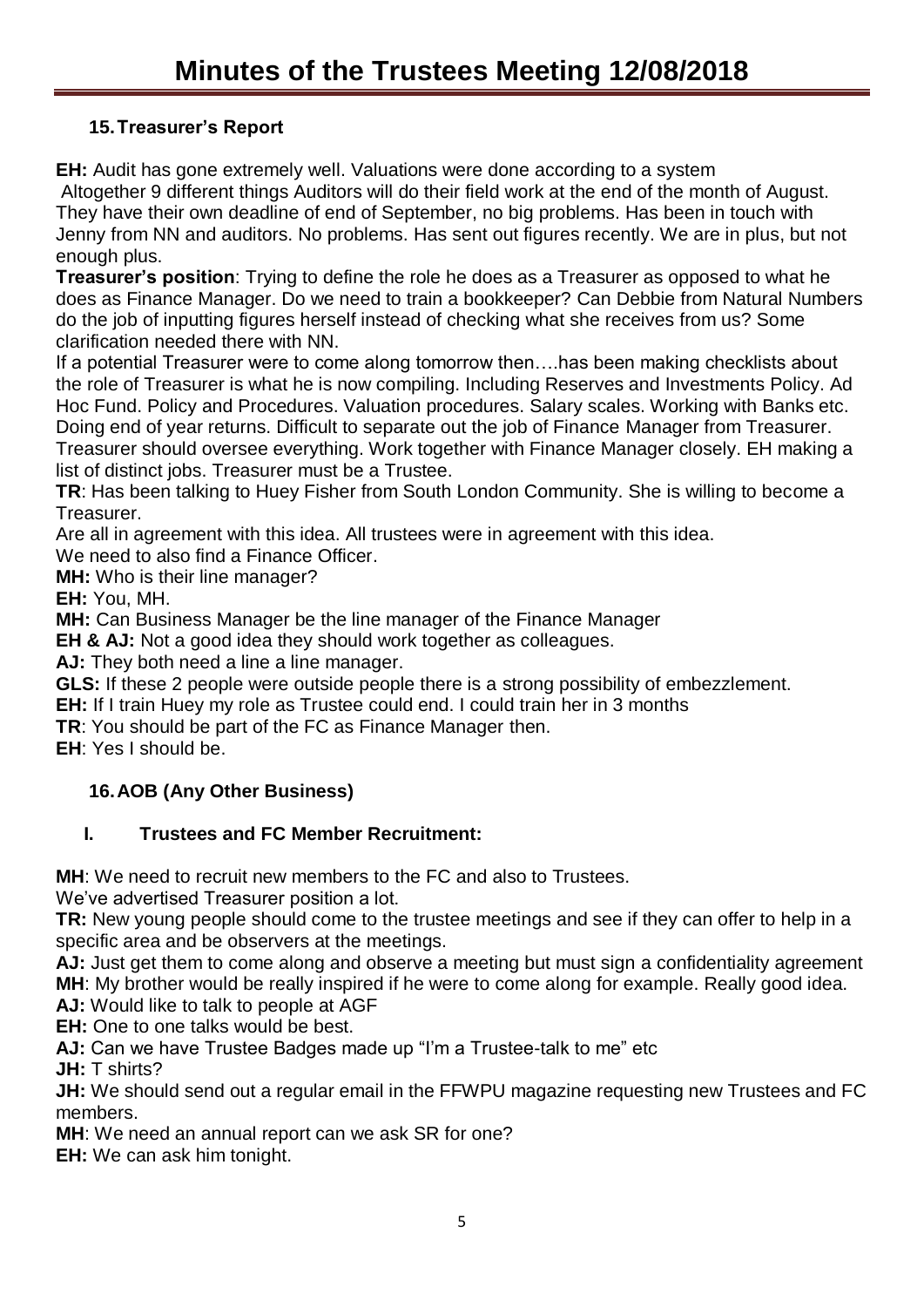# Minutes of the Trustees Meeting 12/08/2018

## 15. Treasurer's Report

**EH:** Audit has gone extremely well. Valuations were done according to a system
Altogether 9 different things Auditors will do their field work at the end of the month of August. They have their own deadline of end of September, no big problems. Has been in touch with Jenny from NN and auditors. No problems. Has sent out figures recently. We are in plus, but not enough plus.

**Treasurer's position**: Trying to define the role he does as a Treasurer as opposed to what he does as Finance Manager. Do we need to train a bookkeeper? Can Debbie from Natural Numbers do the job of inputting figures herself instead of checking what she receives from us? Some clarification needed there with NN.

If a potential Treasurer were to come along tomorrow then….has been making checklists about the role of Treasurer is what he is now compiling. Including Reserves and Investments Policy. Ad Hoc Fund. Policy and Procedures. Valuation procedures. Salary scales. Working with Banks etc. Doing end of year returns. Difficult to separate out the job of Finance Manager from Treasurer. Treasurer should oversee everything. Work together with Finance Manager closely. EH making a list of distinct jobs. Treasurer must be a Trustee.

**TR**: Has been talking to Huey Fisher from South London Community. She is willing to become a Treasurer.

Are all in agreement with this idea. All trustees were in agreement with this idea.

We need to also find a Finance Officer.

**MH:** Who is their line manager?

**EH:** You, MH.

**MH:** Can Business Manager be the line manager of the Finance Manager

**EH & AJ:** Not a good idea they should work together as colleagues.

**AJ:** They both need a line a line manager.

**GLS:** If these 2 people were outside people there is a strong possibility of embezzlement.

**EH:** If I train Huey my role as Trustee could end. I could train her in 3 months

**TR**: You should be part of the FC as Finance Manager then.

**EH**: Yes I should be.

## 16. AOB (Any Other Business)

### I. Trustees and FC Member Recruitment:

**MH**: We need to recruit new members to the FC and also to Trustees.

We've advertised Treasurer position a lot.

**TR:** New young people should come to the trustee meetings and see if they can offer to help in a specific area and be observers at the meetings.

**AJ:** Just get them to come along and observe a meeting but must sign a confidentiality agreement

**MH**: My brother would be really inspired if he were to come along for example. Really good idea.

**AJ:** Would like to talk to people at AGF

**EH:** One to one talks would be best.

**AJ:** Can we have Trustee Badges made up "I'm a Trustee-talk to me" etc

**JH:** T shirts?

**JH:** We should send out a regular email in the FFWPU magazine requesting new Trustees and FC members.

**MH**: We need an annual report can we ask SR for one?

**EH:** We can ask him tonight.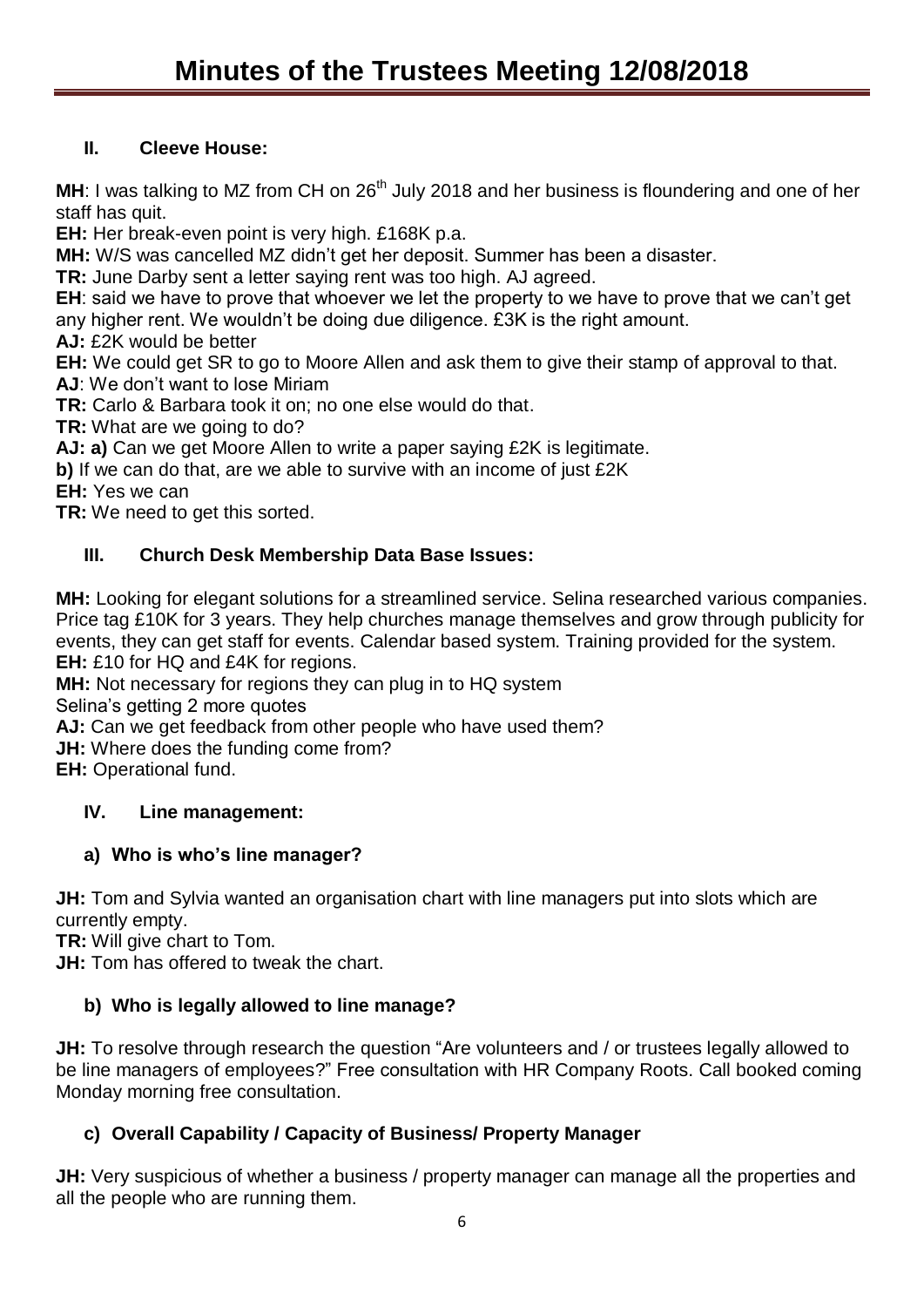# Minutes of the Trustees Meeting 12/08/2018

## II. Cleeve House:

**MH**: I was talking to MZ from CH on 26th July 2018 and her business is floundering and one of her staff has quit.

**EH:** Her break-even point is very high. £168K p.a.

**MH:** W/S was cancelled MZ didn't get her deposit. Summer has been a disaster.

**TR:** June Darby sent a letter saying rent was too high. AJ agreed.

**EH**: said we have to prove that whoever we let the property to we have to prove that we can't get any higher rent. We wouldn't be doing due diligence. £3K is the right amount.

**AJ:** £2K would be better

**EH:** We could get SR to go to Moore Allen and ask them to give their stamp of approval to that.

**AJ**: We don't want to lose Miriam

**TR:** Carlo & Barbara took it on; no one else would do that.

**TR:** What are we going to do?

**AJ: a)** Can we get Moore Allen to write a paper saying £2K is legitimate.

**b)** If we can do that, are we able to survive with an income of just £2K

**EH:** Yes we can

**TR:** We need to get this sorted.

## III. Church Desk Membership Data Base Issues:

**MH:** Looking for elegant solutions for a streamlined service. Selina researched various companies. Price tag £10K for 3 years. They help churches manage themselves and grow through publicity for events, they can get staff for events. Calendar based system. Training provided for the system.

**EH:** £10 for HQ and £4K for regions.

**MH:** Not necessary for regions they can plug in to HQ system

Selina's getting 2 more quotes

**AJ:** Can we get feedback from other people who have used them?

**JH:** Where does the funding come from?

**EH:** Operational fund.

## IV. Line management:

### a) Who is who's line manager?

**JH:** Tom and Sylvia wanted an organisation chart with line managers put into slots which are currently empty.

**TR:** Will give chart to Tom.

**JH:** Tom has offered to tweak the chart.

### b) Who is legally allowed to line manage?

**JH:** To resolve through research the question "Are volunteers and / or trustees legally allowed to be line managers of employees?" Free consultation with HR Company Roots. Call booked coming Monday morning free consultation.

### c) Overall Capability / Capacity of Business/ Property Manager

**JH:** Very suspicious of whether a business / property manager can manage all the properties and all the people who are running them.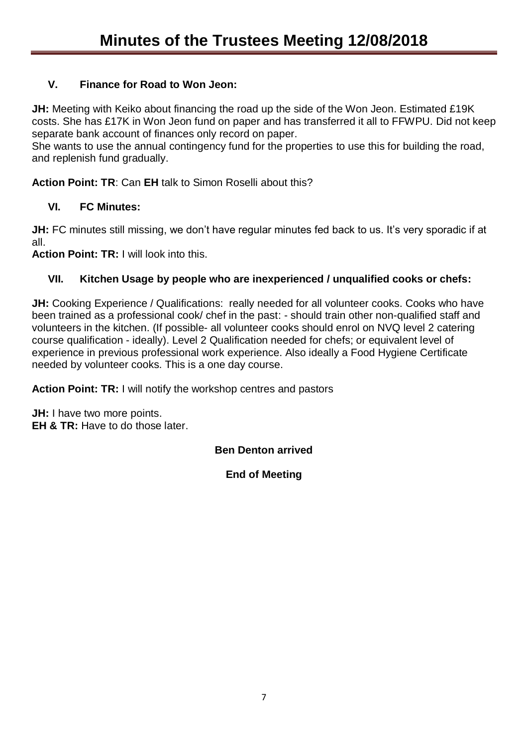# Minutes of the Trustees Meeting 12/08/2018

### V. Finance for Road to Won Jeon:

**JH:** Meeting with Keiko about financing the road up the side of the Won Jeon. Estimated £19K costs. She has £17K in Won Jeon fund on paper and has transferred it all to FFWPU. Did not keep separate bank account of finances only record on paper.
She wants to use the annual contingency fund for the properties to use this for building the road, and replenish fund gradually.

**Action Point: TR**: Can **EH** talk to Simon Roselli about this?

### VI. FC Minutes:

**JH:** FC minutes still missing, we don't have regular minutes fed back to us. It's very sporadic if at all.
**Action Point: TR:** I will look into this.

### VII. Kitchen Usage by people who are inexperienced / unqualified cooks or chefs:

**JH:** Cooking Experience / Qualifications: really needed for all volunteer cooks. Cooks who have been trained as a professional cook/ chef in the past: - should train other non-qualified staff and volunteers in the kitchen. (If possible- all volunteer cooks should enrol on NVQ level 2 catering course qualification - ideally). Level 2 Qualification needed for chefs; or equivalent level of experience in previous professional work experience. Also ideally a Food Hygiene Certificate needed by volunteer cooks. This is a one day course.

**Action Point: TR:** I will notify the workshop centres and pastors

**JH:** I have two more points.
**EH & TR:** Have to do those later.

**Ben Denton arrived**

**End of Meeting**